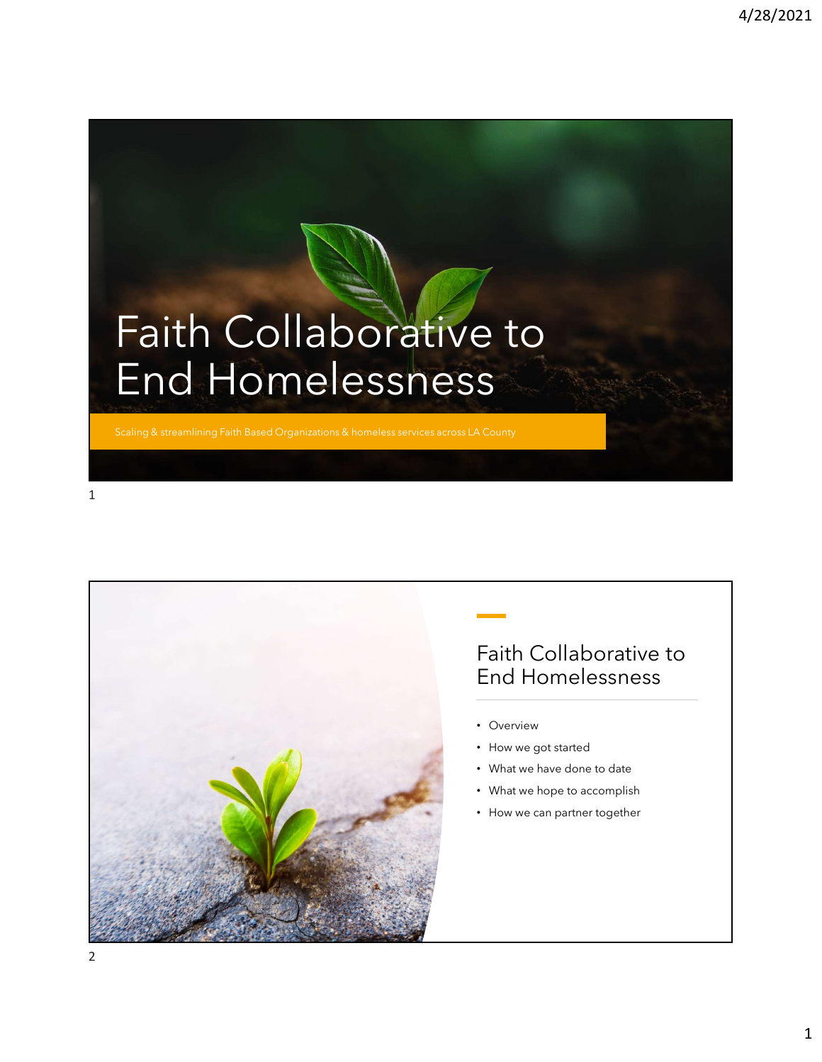# Faith Collaborative to End Homelessness

Scaling & streamlining Faith Based Organizations & homeless services across LA County

## Faith Collaborative to End Homelessness

- Overview
- How we got started
- What we have done to date
- What we hope to accomplish
- How we can partner together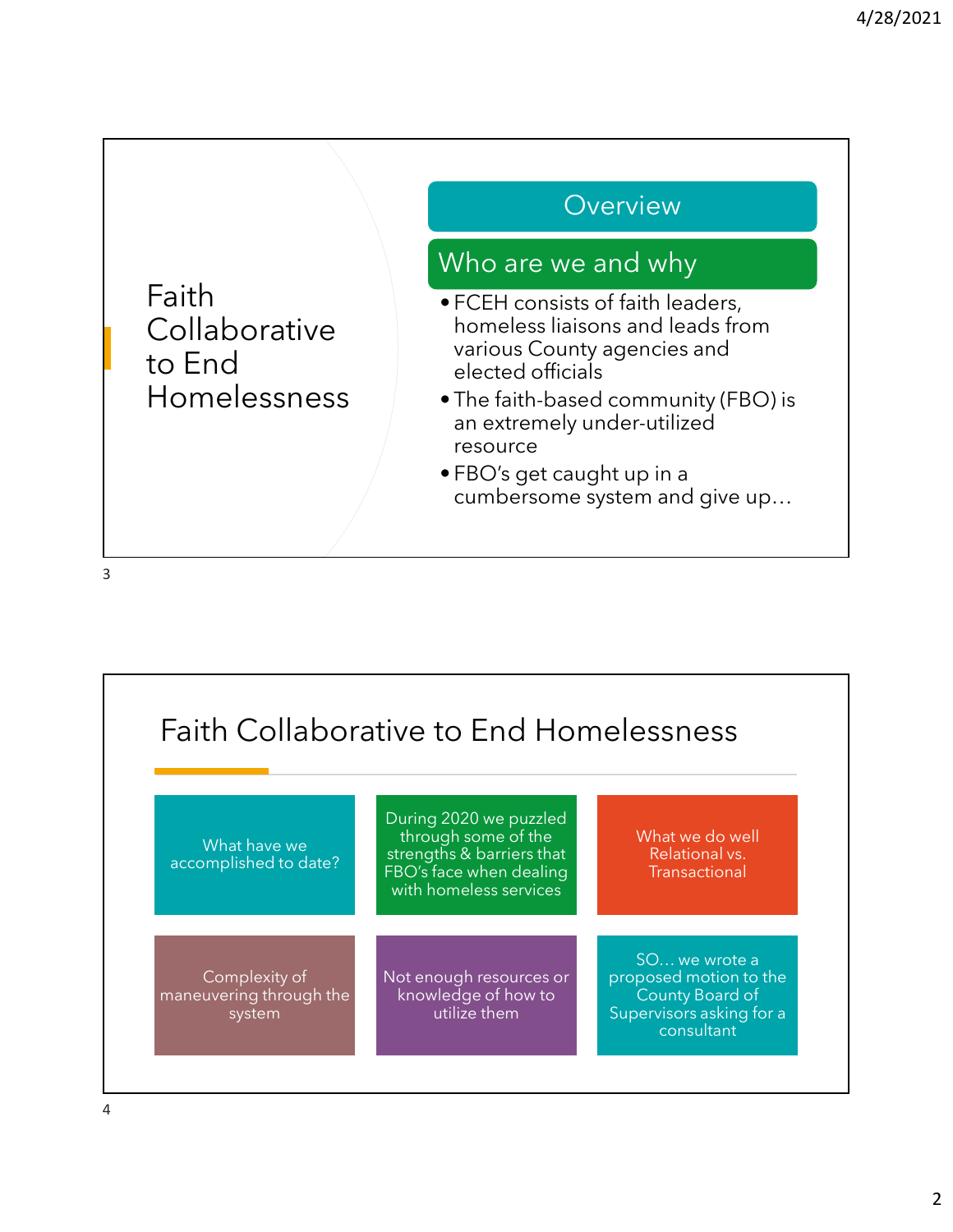## Faith Collaborative to End Homelessness

### Overview

### Who are we and why

- FCEH consists of faith leaders, homeless liaisons and leads from various County agencies and elected officials
- The faith-based community (FBO) is an extremely under-utilized resource
- FBO's get caught up in a cumbersome system and give up…

## Faith Collaborative to End Homelessness

- What have we accomplished to date?
- During 2020 we puzzled through some of the strengths & barriers that FBO's face when dealing with homeless services
- What we do well Relational vs. Transactional
- Complexity of maneuvering through the system
- Not enough resources or knowledge of how to utilize them
- SO… we wrote a proposed motion to the County Board of Supervisors asking for a consultant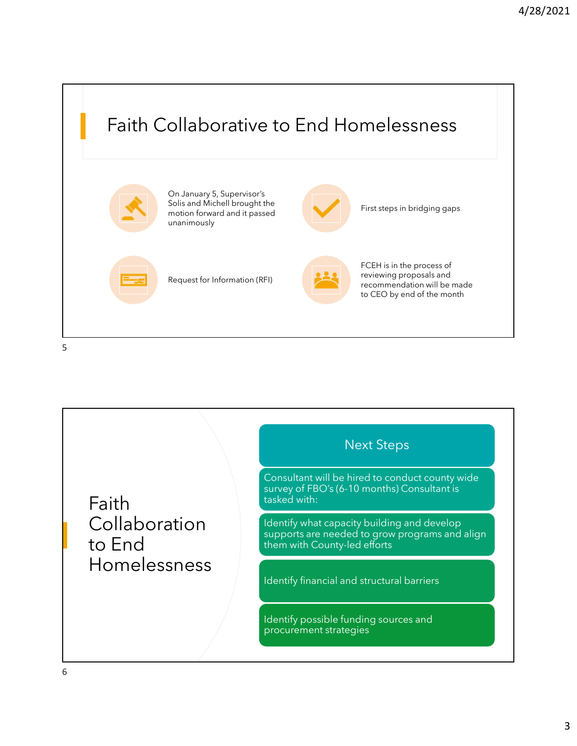## Faith Collaborative to End Homelessness

- On January 5, Supervisor's Solis and Michell brought the motion forward and it passed unanimously
- First steps in bridging gaps
- Request for Information (RFI)
- FCEH is in the process of reviewing proposals and recommendation will be made to CEO by end of the month

## Faith Collaboration to End Homelessness

### Next Steps

- Consultant will be hired to conduct county wide survey of FBO's (6-10 months) Consultant is tasked with:
- Identify what capacity building and develop supports are needed to grow programs and align them with County-led efforts
- Identify financial and structural barriers
- Identify possible funding sources and procurement strategies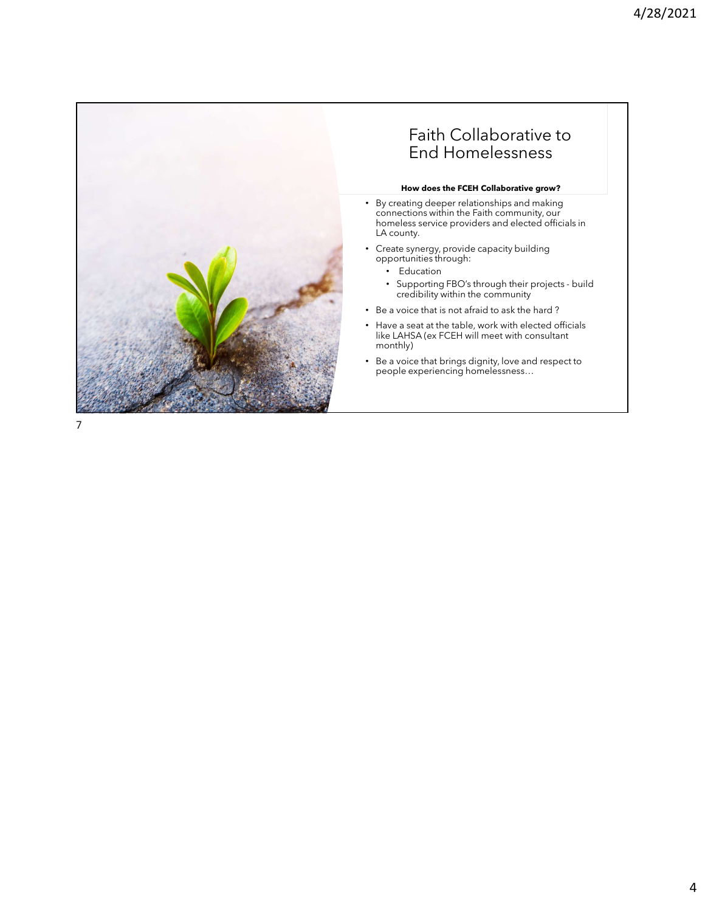# Faith Collaborative to End Homelessness

**How does the FCEH Collaborative grow?**

- By creating deeper relationships and making connections within the Faith community, our homeless service providers and elected officials in LA county.
- Create synergy, provide capacity building opportunities through:
  - Education
  - Supporting FBO's through their projects - build credibility within the community
- Be a voice that is not afraid to ask the hard ?
- Have a seat at the table, work with elected officials like LAHSA (ex FCEH will meet with consultant monthly)
- Be a voice that brings dignity, love and respect to people experiencing homelessness…